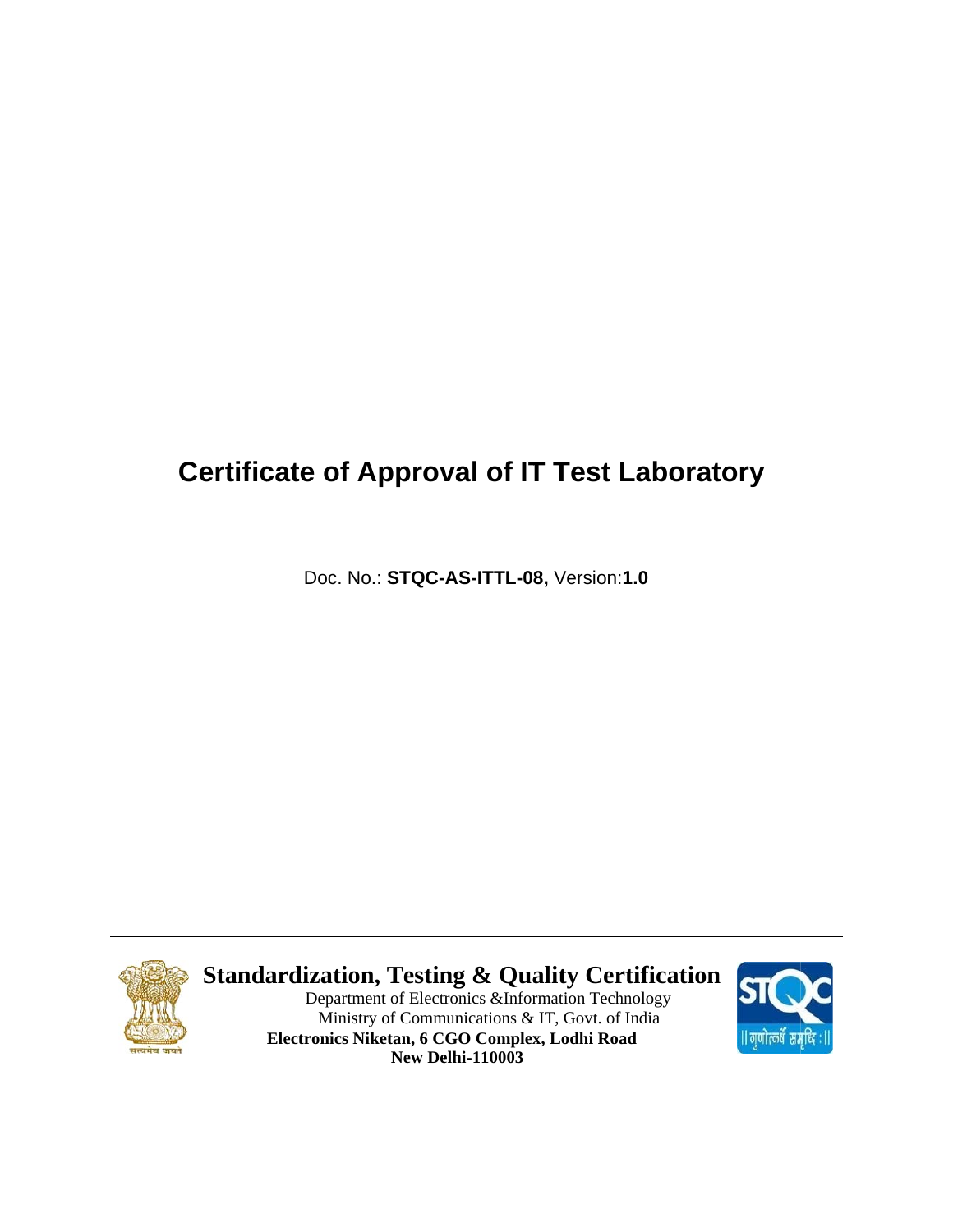# Certificate of Approval of IT Test Laboratory

Doc. No.: **STQC-AS-ITTL-08,** Version:**1.0**

---

**Standardization, Testing & Quality Certification**

Department of Electronics &Information Technology

Ministry of Communications & IT, Govt. of India

**Electronics Niketan, 6 CGO Complex, Lodhi Road**

**New Delhi-110003**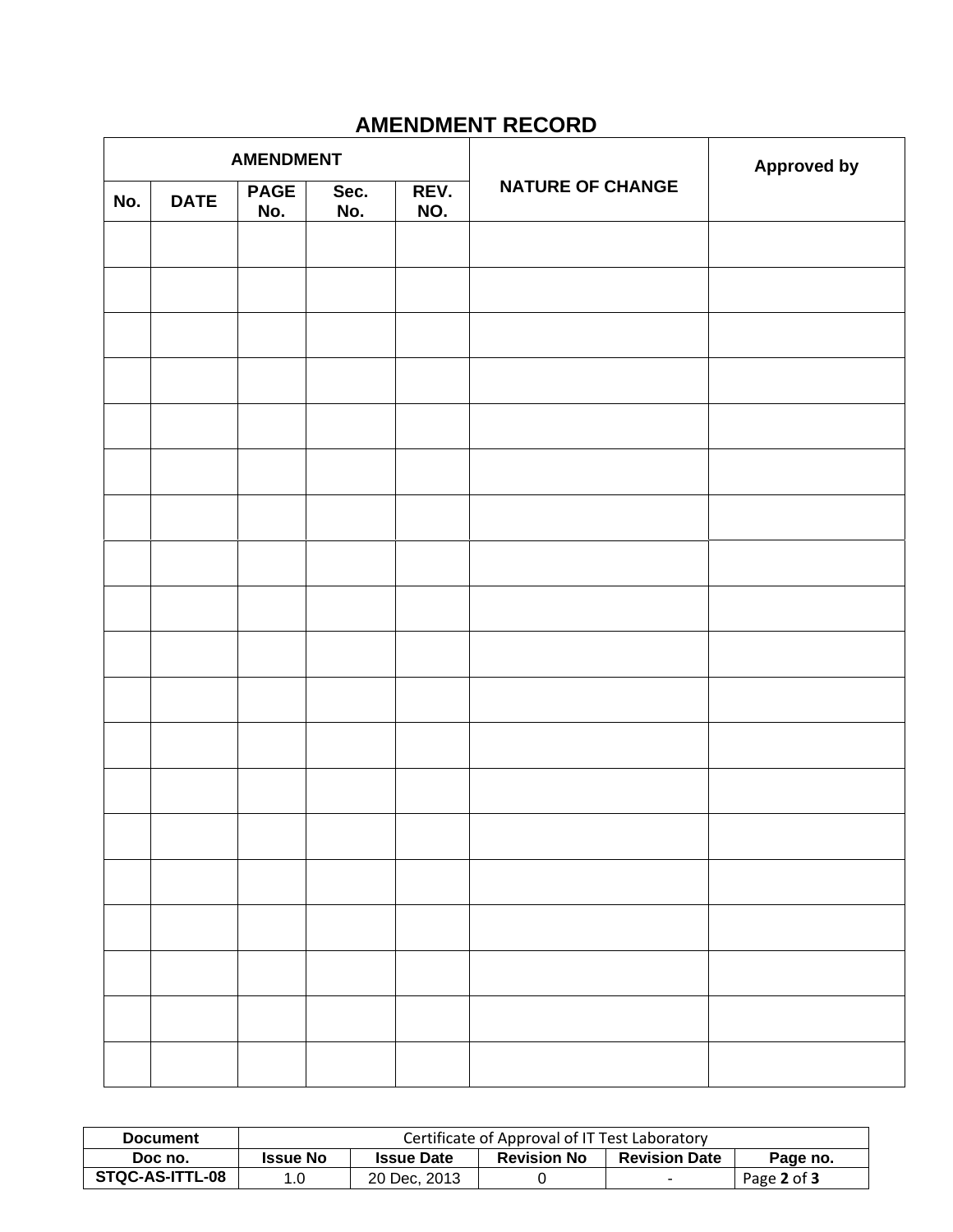## AMENDMENT RECORD

| AMENDMENT | | | | | NATURE OF CHANGE | Approved by |
|---|---|---|---|---|---|---|
| No. | DATE | PAGE No. | Sec. No. | REV. NO. | | |
| | | | | | | |
| | | | | | | |
| | | | | | | |
| | | | | | | |
| | | | | | | |
| | | | | | | |
| | | | | | | |
| | | | | | | |
| | | | | | | |
| | | | | | | |
| | | | | | | |
| | | | | | | |
| | | | | | | |
| | | | | | | |
| | | | | | | |
| | | | | | | |
| | | | | | | |
| | | | | | | |
| | | | | | | |

| Document | Certificate of Approval of IT Test Laboratory | | | | |
|---|---|---|---|---|---|
| Doc no. | Issue No | Issue Date | Revision No | Revision Date | Page no. |
| STQC-AS-ITTL-08 | 1.0 | 20 Dec, 2013 | 0 | - | Page 2 of 3 |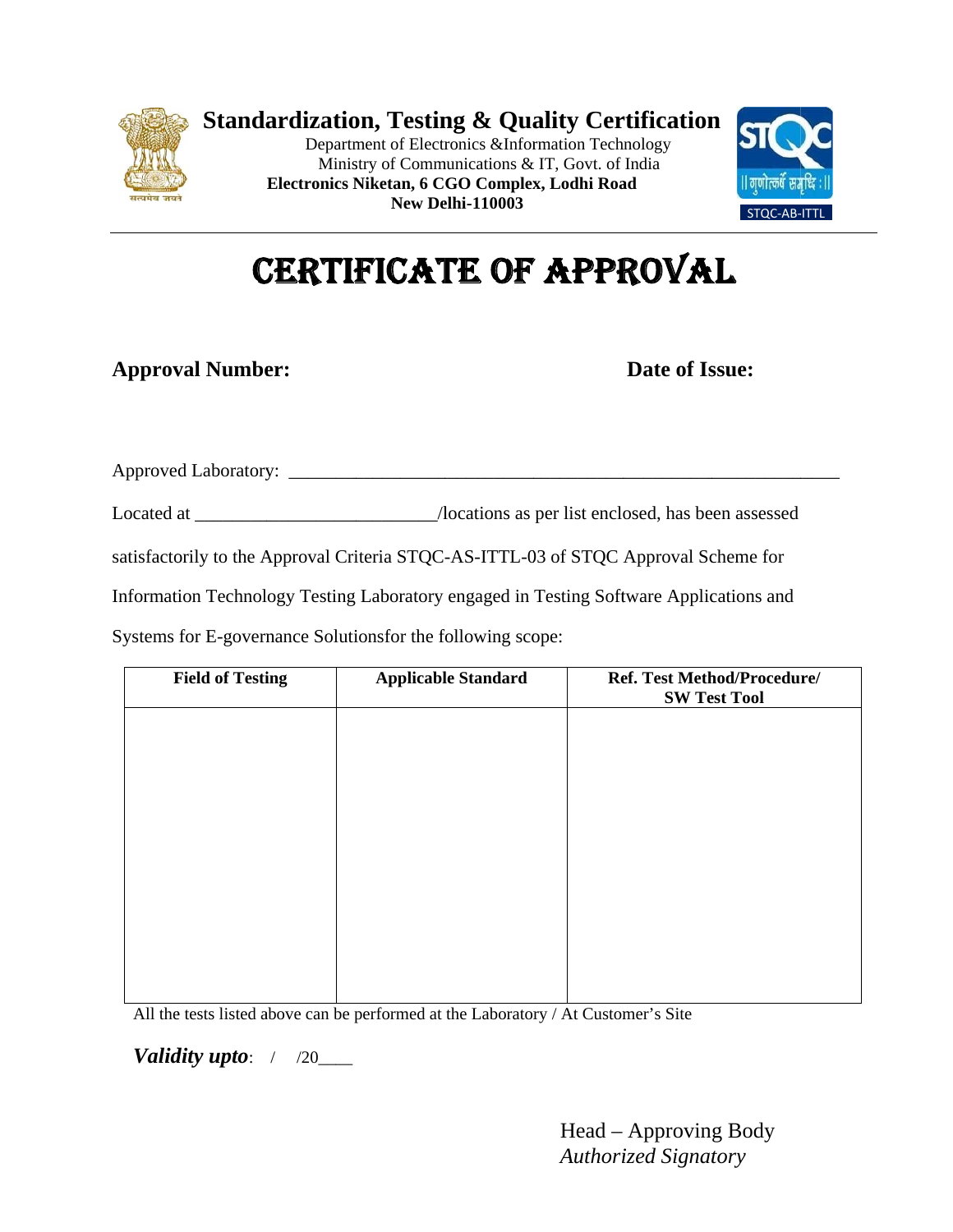**Standardization, Testing & Quality Certification**

Department of Electronics &Information Technology
Ministry of Communications & IT, Govt. of India
**Electronics Niketan, 6 CGO Complex, Lodhi Road**
**New Delhi-110003**

STQC-AB-ITTL

# CERTIFICATE OF APPROVAL

**Approval Number:** **Date of Issue:**

Approved Laboratory: ____________________________________________________________

Located at _________________________/locations as per list enclosed, has been assessed satisfactorily to the Approval Criteria STQC-AS-ITTL-03 of STQC Approval Scheme for Information Technology Testing Laboratory engaged in Testing Software Applications and Systems for E-governance Solutionsfor the following scope:

| Field of Testing | Applicable Standard | Ref. Test Method/Procedure/ SW Test Tool |
|---|---|---|
| | | |

All the tests listed above can be performed at the Laboratory / At Customer's Site

***Validity upto***: / /20____

Head – Approving Body
*Authorized Signatory*